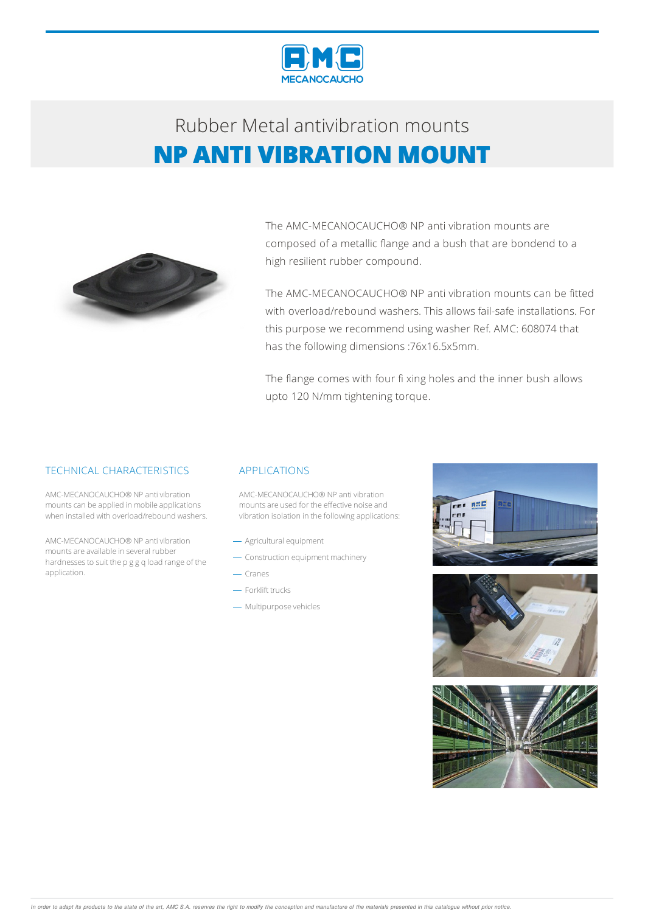Rubber Metal antivibration mounts

# NP ANTI VIBRATION MOUNT

The AMC-MECANOCAUCHO® NP anti vibration mounts are composed of a metallic flange and a bush that are bondend to a high resilient rubber compound.

The AMC-MECANOCAUCHO® NP anti vibration mounts can be fitted with overload/rebound washers. This allows fail-safe installations. For this purpose we recommend using washer Ref. AMC: 608074 that has the following dimensions :76x16.5x5mm.

The flange comes with four fi xing holes and the inner bush allows upto 120 N/mm tightening torque.

## TECHNICAL CHARACTERISTICS

AMC-MECANOCAUCHO® NP anti vibration mounts can be applied in mobile applications when installed with overload/rebound washers.

AMC-MECANOCAUCHO® NP anti vibration mounts are available in several rubber hardnesses to suit the p g g q load range of the application.

## APPLICATIONS

AMC-MECANOCAUCHO® NP anti vibration mounts are used for the effective noise and vibration isolation in the following applications:

- Agricultural equipment
- Construction equipment machinery
- Cranes
- Forklift trucks
- Multipurpose vehicles

*In order to adapt its products to the state of the art, AMC S.A. reserves the right to modify the conception and manufacture of the materials presented in this catalogue without prior notice.*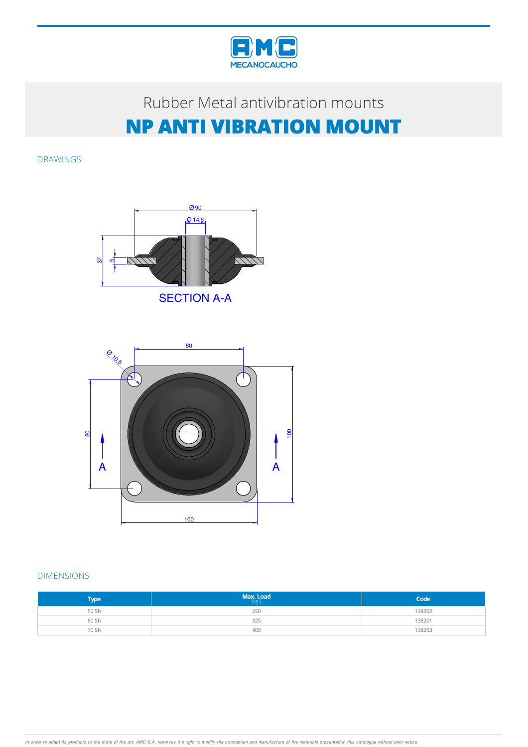Rubber Metal antivibration mounts

# NP ANTI VIBRATION MOUNT

## DRAWINGS

Ø 90

Ø 14,5

37

5

SECTION A-A

80

Ø 10,5

80

100

A

A

100

## DIMENSIONS

| Type | Max. Load (kg.) | Code |
|---|---|---|
| 50 Sh | 250 | 138202 |
| 60 Sh | 325 | 138201 |
| 70 Sh | 400 | 138203 |

*In order to adapt its products to the state of the art, AMC S.A. reserves the right to modify the conception and manufacture of the materials presented in this catalogue without prior notice.*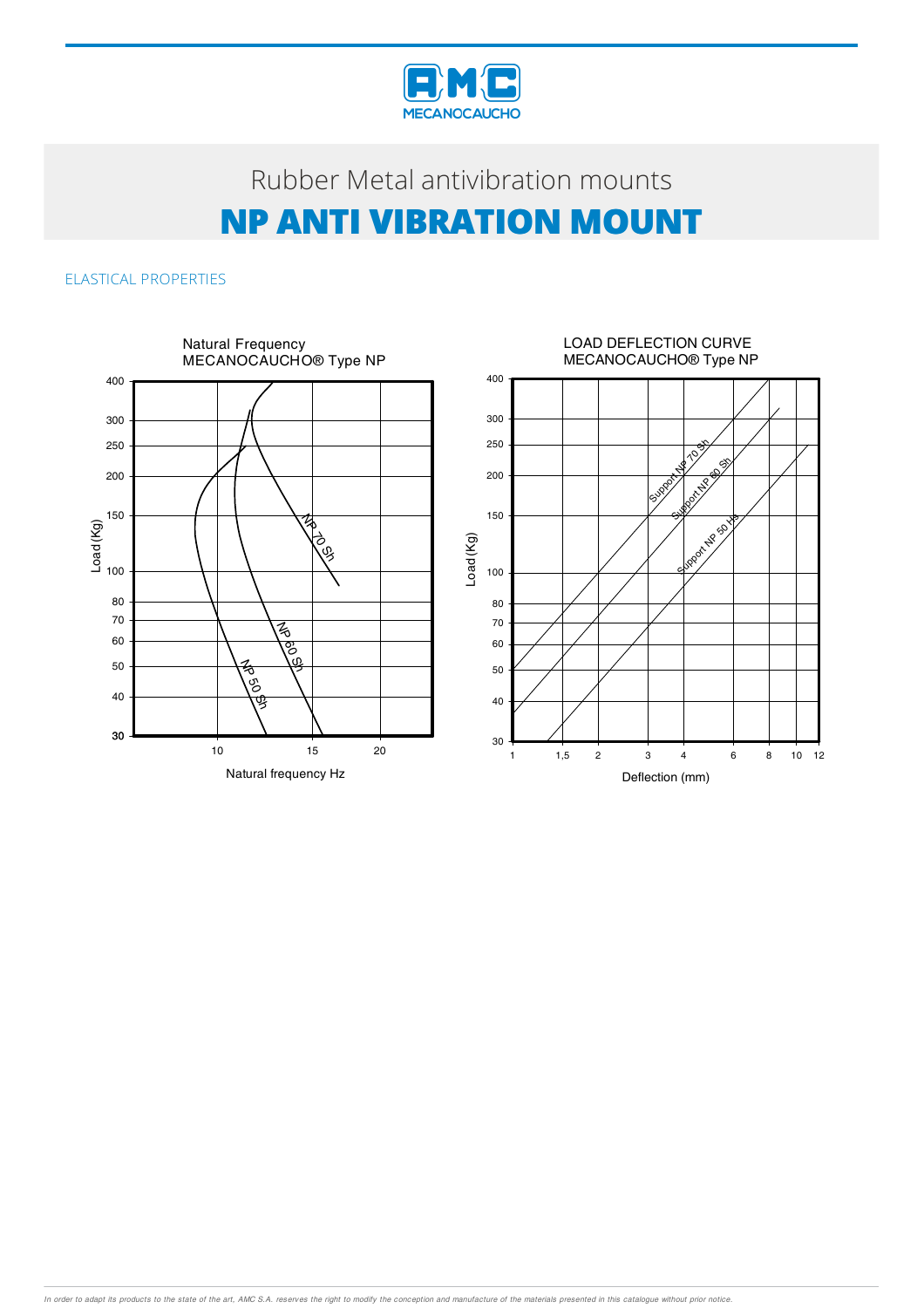Rubber Metal antivibration mounts

# NP ANTI VIBRATION MOUNT

## ELASTICAL PROPERTIES

Natural Frequency
MECANOCAUCHO® Type NP

Load (Kg)

400
300
250
200
150
100
80
70
60
50
40
30

10
15
20

Natural frequency Hz

NP 70 Sh
NP 60 Sh
NP 50 Sh

LOAD DEFLECTION CURVE
MECANOCAUCHO® Type NP

Load (Kg)

400
300
250
200
150
100
80
70
60
50
40
30

1
1,5
2
3
4
6
8
10
12

Deflection (mm)

Support NP 70 Sh
Support NP 60 Sh
Support NP 50 Hs

*In order to adapt its products to the state of the art, AMC S.A. reserves the right to modify the conception and manufacture of the materials presented in this catalogue without prior notice.*